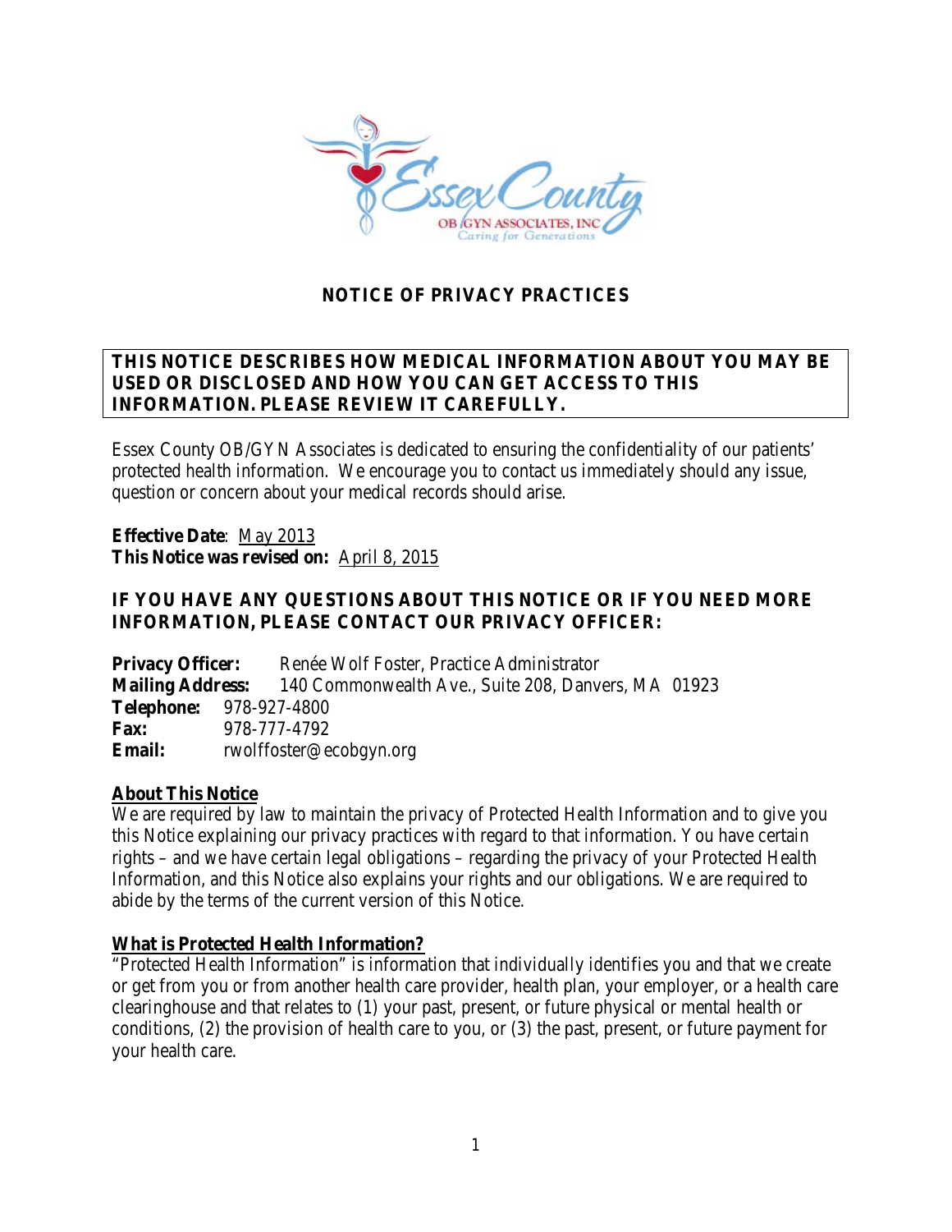# NOTICE OF PRIVACY PRACTICES

**THIS NOTICE DESCRIBES HOW MEDICAL INFORMATION ABOUT YOU MAY BE USED OR DISCLOSED AND HOW YOU CAN GET ACCESS TO THIS INFORMATION. PLEASE REVIEW IT CAREFULLY.**

Essex County OB/GYN Associates is dedicated to ensuring the confidentiality of our patients' protected health information. We encourage you to contact us immediately should any issue, question or concern about your medical records should arise.

**Effective Date**: May 2013
**This Notice was revised on:** April 8, 2015

**IF YOU HAVE ANY QUESTIONS ABOUT THIS NOTICE OR IF YOU NEED MORE INFORMATION, PLEASE CONTACT OUR PRIVACY OFFICER:**

**Privacy Officer:** Renée Wolf Foster, Practice Administrator
**Mailing Address:** 140 Commonwealth Ave., Suite 208, Danvers, MA 01923
**Telephone:** 978-927-4800
**Fax:** 978-777-4792
**Email:** rwolffoster@ecobgyn.org

## About This Notice

We are required by law to maintain the privacy of Protected Health Information and to give you this Notice explaining our privacy practices with regard to that information. You have certain rights – and we have certain legal obligations – regarding the privacy of your Protected Health Information, and this Notice also explains your rights and our obligations. We are required to abide by the terms of the current version of this Notice.

## What is Protected Health Information?

"Protected Health Information" is information that individually identifies you and that we create or get from you or from another health care provider, health plan, your employer, or a health care clearinghouse and that relates to (1) your past, present, or future physical or mental health or conditions, (2) the provision of health care to you, or (3) the past, present, or future payment for your health care.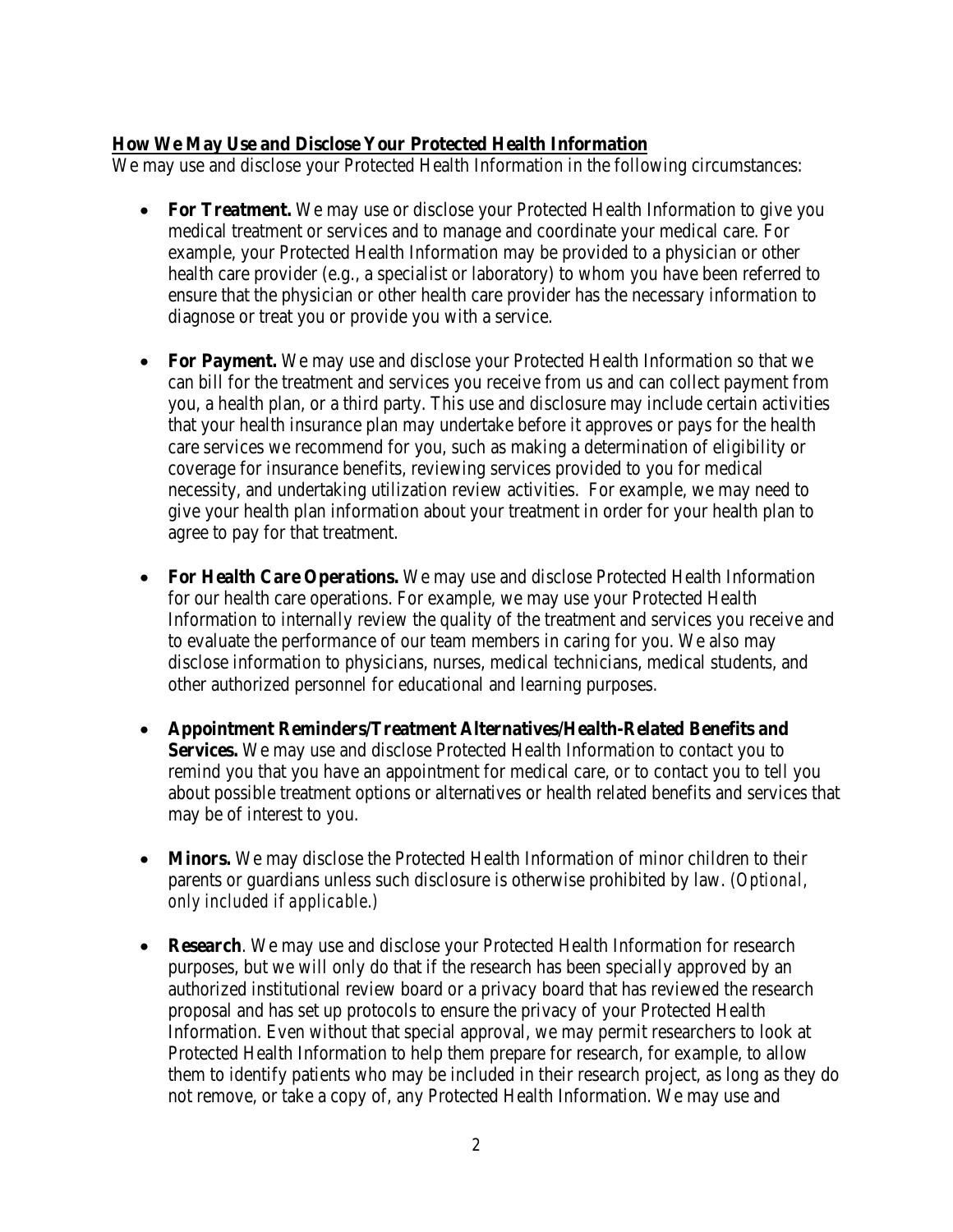## How We May Use and Disclose Your Protected Health Information

We may use and disclose your Protected Health Information in the following circumstances:

- **For Treatment.** We may use or disclose your Protected Health Information to give you medical treatment or services and to manage and coordinate your medical care. For example, your Protected Health Information may be provided to a physician or other health care provider (e.g., a specialist or laboratory) to whom you have been referred to ensure that the physician or other health care provider has the necessary information to diagnose or treat you or provide you with a service.

- **For Payment.** We may use and disclose your Protected Health Information so that we can bill for the treatment and services you receive from us and can collect payment from you, a health plan, or a third party. This use and disclosure may include certain activities that your health insurance plan may undertake before it approves or pays for the health care services we recommend for you, such as making a determination of eligibility or coverage for insurance benefits, reviewing services provided to you for medical necessity, and undertaking utilization review activities. For example, we may need to give your health plan information about your treatment in order for your health plan to agree to pay for that treatment.

- **For Health Care Operations.** We may use and disclose Protected Health Information for our health care operations. For example, we may use your Protected Health Information to internally review the quality of the treatment and services you receive and to evaluate the performance of our team members in caring for you. We also may disclose information to physicians, nurses, medical technicians, medical students, and other authorized personnel for educational and learning purposes.

- **Appointment Reminders/Treatment Alternatives/Health-Related Benefits and Services.** We may use and disclose Protected Health Information to contact you to remind you that you have an appointment for medical care, or to contact you to tell you about possible treatment options or alternatives or health related benefits and services that may be of interest to you.

- **Minors.** We may disclose the Protected Health Information of minor children to their parents or guardians unless such disclosure is otherwise prohibited by law. *(Optional, only included if applicable.)*

- **Research**. We may use and disclose your Protected Health Information for research purposes, but we will only do that if the research has been specially approved by an authorized institutional review board or a privacy board that has reviewed the research proposal and has set up protocols to ensure the privacy of your Protected Health Information. Even without that special approval, we may permit researchers to look at Protected Health Information to help them prepare for research, for example, to allow them to identify patients who may be included in their research project, as long as they do not remove, or take a copy of, any Protected Health Information. We may use and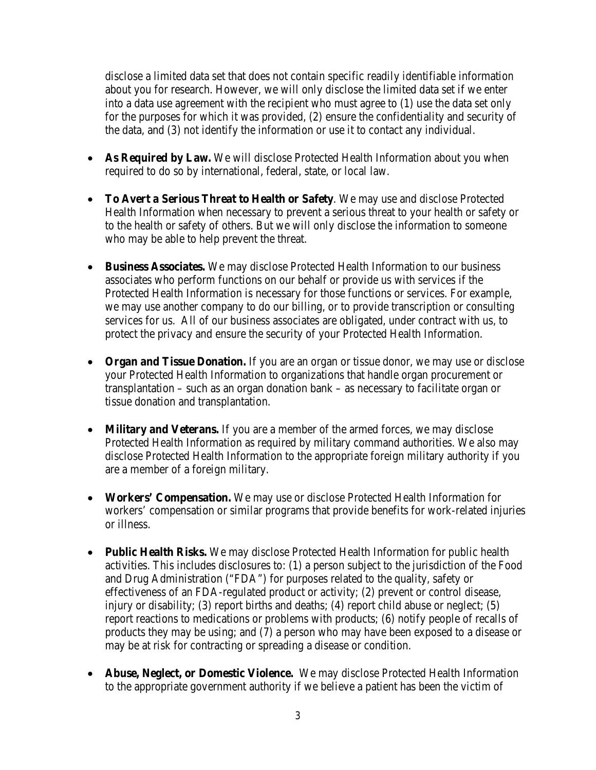disclose a limited data set that does not contain specific readily identifiable information about you for research. However, we will only disclose the limited data set if we enter into a data use agreement with the recipient who must agree to (1) use the data set only for the purposes for which it was provided, (2) ensure the confidentiality and security of the data, and (3) not identify the information or use it to contact any individual.

- **As Required by Law.** We will disclose Protected Health Information about you when required to do so by international, federal, state, or local law.

- **To Avert a Serious Threat to Health or Safety**. We may use and disclose Protected Health Information when necessary to prevent a serious threat to your health or safety or to the health or safety of others. But we will only disclose the information to someone who may be able to help prevent the threat.

- **Business Associates.** We may disclose Protected Health Information to our business associates who perform functions on our behalf or provide us with services if the Protected Health Information is necessary for those functions or services. For example, we may use another company to do our billing, or to provide transcription or consulting services for us. All of our business associates are obligated, under contract with us, to protect the privacy and ensure the security of your Protected Health Information.

- **Organ and Tissue Donation.** If you are an organ or tissue donor, we may use or disclose your Protected Health Information to organizations that handle organ procurement or transplantation – such as an organ donation bank – as necessary to facilitate organ or tissue donation and transplantation.

- **Military and Veterans.** If you are a member of the armed forces, we may disclose Protected Health Information as required by military command authorities. We also may disclose Protected Health Information to the appropriate foreign military authority if you are a member of a foreign military.

- **Workers' Compensation.** We may use or disclose Protected Health Information for workers' compensation or similar programs that provide benefits for work-related injuries or illness.

- **Public Health Risks.** We may disclose Protected Health Information for public health activities. This includes disclosures to: (1) a person subject to the jurisdiction of the Food and Drug Administration ("FDA") for purposes related to the quality, safety or effectiveness of an FDA-regulated product or activity; (2) prevent or control disease, injury or disability; (3) report births and deaths; (4) report child abuse or neglect; (5) report reactions to medications or problems with products; (6) notify people of recalls of products they may be using; and (7) a person who may have been exposed to a disease or may be at risk for contracting or spreading a disease or condition.

- **Abuse, Neglect, or Domestic Violence.** We may disclose Protected Health Information to the appropriate government authority if we believe a patient has been the victim of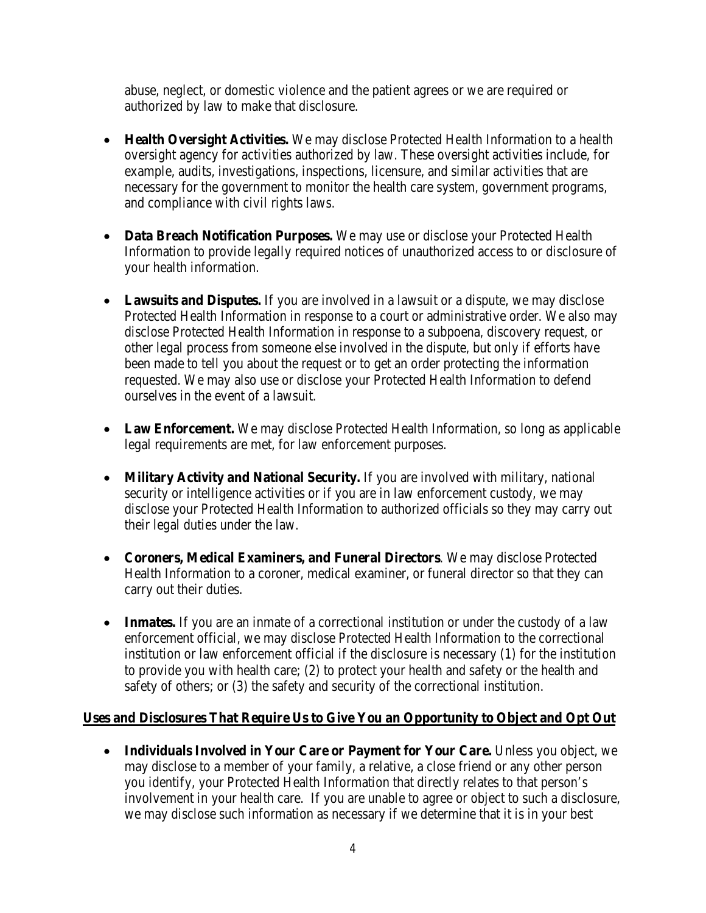abuse, neglect, or domestic violence and the patient agrees or we are required or authorized by law to make that disclosure.

- **Health Oversight Activities.** We may disclose Protected Health Information to a health oversight agency for activities authorized by law. These oversight activities include, for example, audits, investigations, inspections, licensure, and similar activities that are necessary for the government to monitor the health care system, government programs, and compliance with civil rights laws.

- **Data Breach Notification Purposes.** We may use or disclose your Protected Health Information to provide legally required notices of unauthorized access to or disclosure of your health information.

- **Lawsuits and Disputes.** If you are involved in a lawsuit or a dispute, we may disclose Protected Health Information in response to a court or administrative order. We also may disclose Protected Health Information in response to a subpoena, discovery request, or other legal process from someone else involved in the dispute, but only if efforts have been made to tell you about the request or to get an order protecting the information requested. We may also use or disclose your Protected Health Information to defend ourselves in the event of a lawsuit.

- **Law Enforcement.** We may disclose Protected Health Information, so long as applicable legal requirements are met, for law enforcement purposes.

- **Military Activity and National Security.** If you are involved with military, national security or intelligence activities or if you are in law enforcement custody, we may disclose your Protected Health Information to authorized officials so they may carry out their legal duties under the law.

- **Coroners, Medical Examiners, and Funeral Directors**. We may disclose Protected Health Information to a coroner, medical examiner, or funeral director so that they can carry out their duties.

- **Inmates.** If you are an inmate of a correctional institution or under the custody of a law enforcement official, we may disclose Protected Health Information to the correctional institution or law enforcement official if the disclosure is necessary (1) for the institution to provide you with health care; (2) to protect your health and safety or the health and safety of others; or (3) the safety and security of the correctional institution.

**Uses and Disclosures That Require Us to Give You an Opportunity to Object and Opt Out**

- **Individuals Involved in Your Care or Payment for Your Care.** Unless you object, we may disclose to a member of your family, a relative, a close friend or any other person you identify, your Protected Health Information that directly relates to that person's involvement in your health care. If you are unable to agree or object to such a disclosure, we may disclose such information as necessary if we determine that it is in your best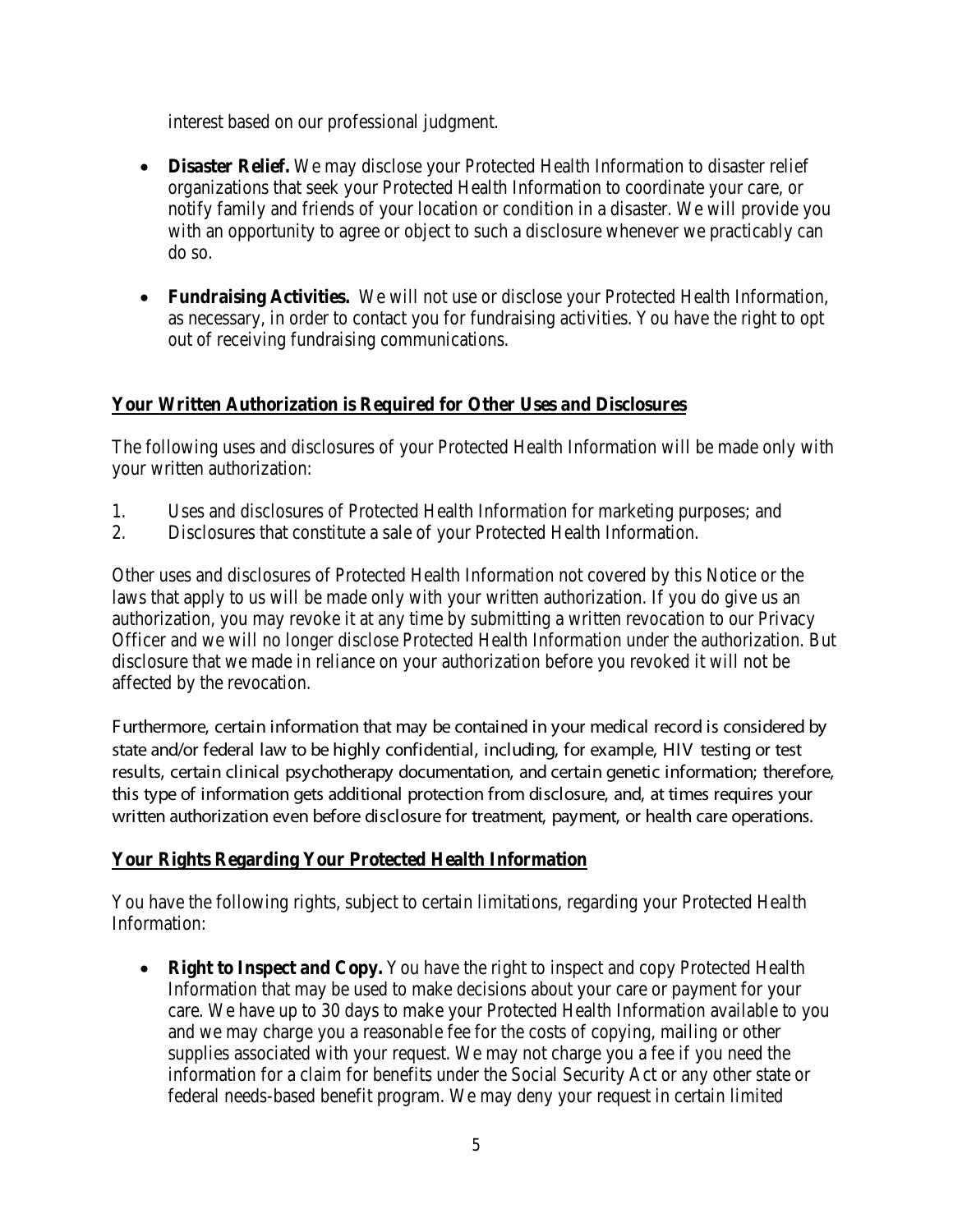interest based on our professional judgment.

- **Disaster Relief.** We may disclose your Protected Health Information to disaster relief organizations that seek your Protected Health Information to coordinate your care, or notify family and friends of your location or condition in a disaster. We will provide you with an opportunity to agree or object to such a disclosure whenever we practicably can do so.

- **Fundraising Activities.** We will not use or disclose your Protected Health Information, as necessary, in order to contact you for fundraising activities. You have the right to opt out of receiving fundraising communications.

## Your Written Authorization is Required for Other Uses and Disclosures

The following uses and disclosures of your Protected Health Information will be made only with your written authorization:

1. Uses and disclosures of Protected Health Information for marketing purposes; and
2. Disclosures that constitute a sale of your Protected Health Information.

Other uses and disclosures of Protected Health Information not covered by this Notice or the laws that apply to us will be made only with your written authorization. If you do give us an authorization, you may revoke it at any time by submitting a written revocation to our Privacy Officer and we will no longer disclose Protected Health Information under the authorization. But disclosure that we made in reliance on your authorization before you revoked it will not be affected by the revocation.

Furthermore, certain information that may be contained in your medical record is considered by state and/or federal law to be highly confidential, including, for example, HIV testing or test results, certain clinical psychotherapy documentation, and certain genetic information; therefore, this type of information gets additional protection from disclosure, and, at times requires your written authorization even before disclosure for treatment, payment, or health care operations.

## Your Rights Regarding Your Protected Health Information

You have the following rights, subject to certain limitations, regarding your Protected Health Information:

- **Right to Inspect and Copy.** You have the right to inspect and copy Protected Health Information that may be used to make decisions about your care or payment for your care. We have up to 30 days to make your Protected Health Information available to you and we may charge you a reasonable fee for the costs of copying, mailing or other supplies associated with your request. We may not charge you a fee if you need the information for a claim for benefits under the Social Security Act or any other state or federal needs-based benefit program. We may deny your request in certain limited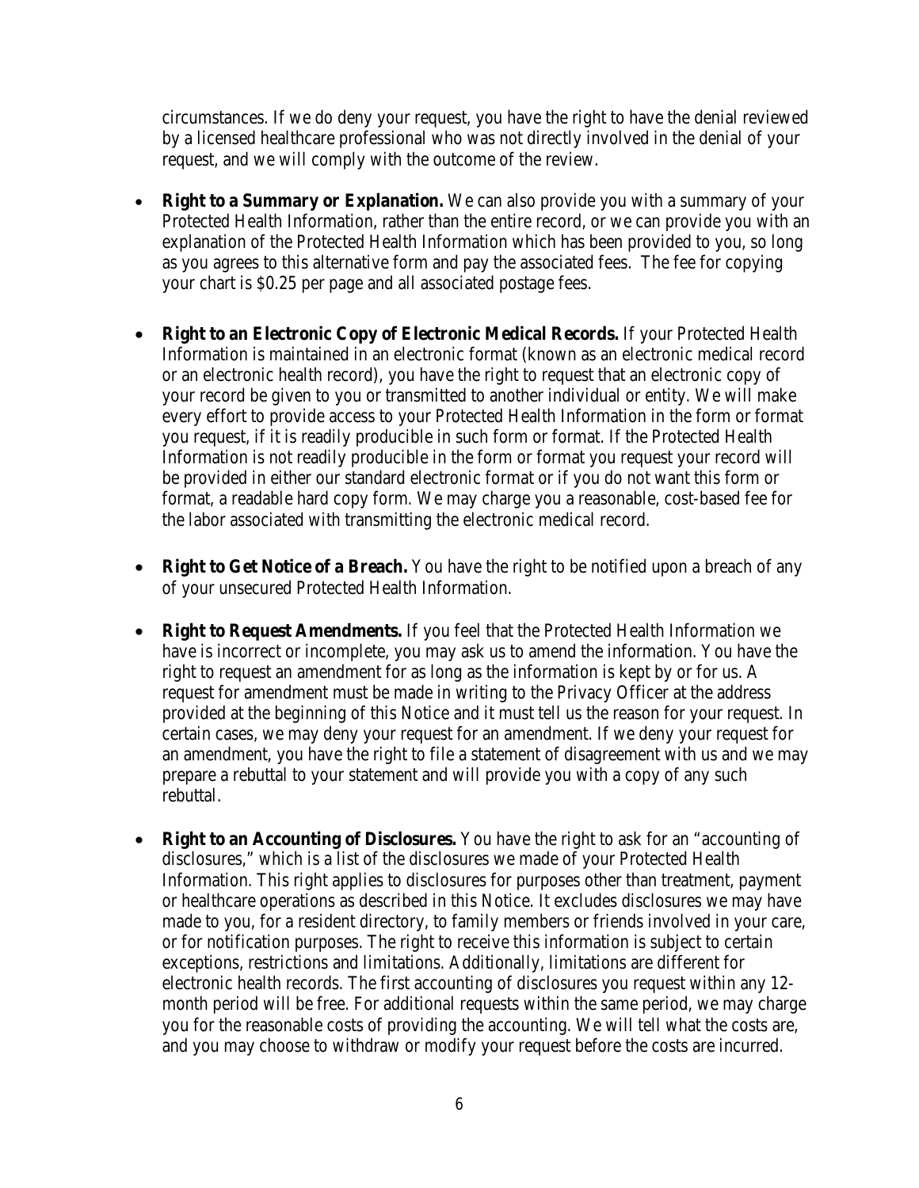circumstances. If we do deny your request, you have the right to have the denial reviewed by a licensed healthcare professional who was not directly involved in the denial of your request, and we will comply with the outcome of the review.

- **Right to a Summary or Explanation.** We can also provide you with a summary of your Protected Health Information, rather than the entire record, or we can provide you with an explanation of the Protected Health Information which has been provided to you, so long as you agrees to this alternative form and pay the associated fees. The fee for copying your chart is $0.25 per page and all associated postage fees.

- **Right to an Electronic Copy of Electronic Medical Records.** If your Protected Health Information is maintained in an electronic format (known as an electronic medical record or an electronic health record), you have the right to request that an electronic copy of your record be given to you or transmitted to another individual or entity. We will make every effort to provide access to your Protected Health Information in the form or format you request, if it is readily producible in such form or format. If the Protected Health Information is not readily producible in the form or format you request your record will be provided in either our standard electronic format or if you do not want this form or format, a readable hard copy form. We may charge you a reasonable, cost-based fee for the labor associated with transmitting the electronic medical record.

- **Right to Get Notice of a Breach.** You have the right to be notified upon a breach of any of your unsecured Protected Health Information.

- **Right to Request Amendments.** If you feel that the Protected Health Information we have is incorrect or incomplete, you may ask us to amend the information. You have the right to request an amendment for as long as the information is kept by or for us. A request for amendment must be made in writing to the Privacy Officer at the address provided at the beginning of this Notice and it must tell us the reason for your request. In certain cases, we may deny your request for an amendment. If we deny your request for an amendment, you have the right to file a statement of disagreement with us and we may prepare a rebuttal to your statement and will provide you with a copy of any such rebuttal.

- **Right to an Accounting of Disclosures.** You have the right to ask for an "accounting of disclosures," which is a list of the disclosures we made of your Protected Health Information. This right applies to disclosures for purposes other than treatment, payment or healthcare operations as described in this Notice. It excludes disclosures we may have made to you, for a resident directory, to family members or friends involved in your care, or for notification purposes. The right to receive this information is subject to certain exceptions, restrictions and limitations. Additionally, limitations are different for electronic health records. The first accounting of disclosures you request within any 12-month period will be free. For additional requests within the same period, we may charge you for the reasonable costs of providing the accounting. We will tell what the costs are, and you may choose to withdraw or modify your request before the costs are incurred.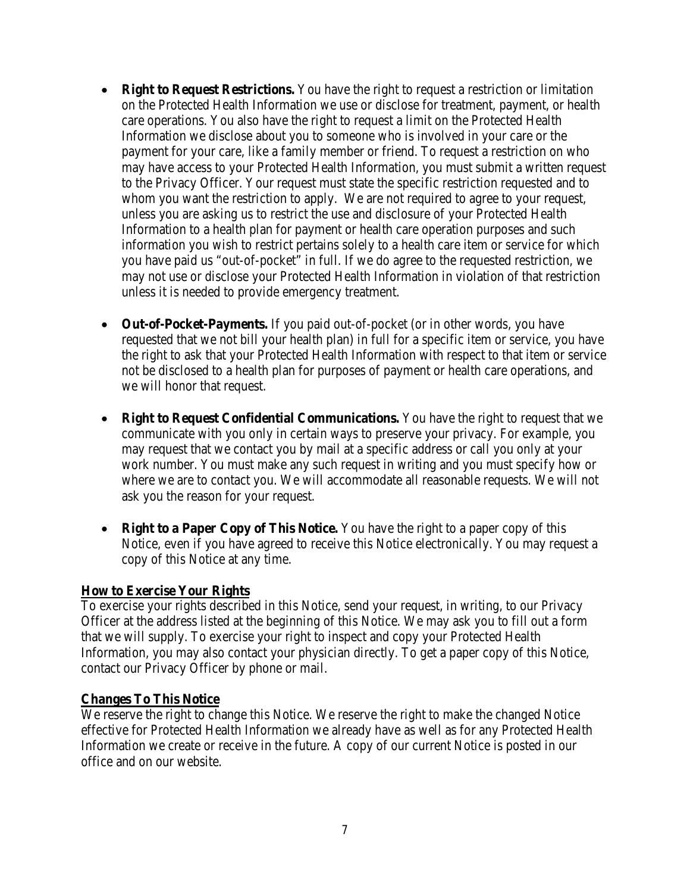- **Right to Request Restrictions.** You have the right to request a restriction or limitation on the Protected Health Information we use or disclose for treatment, payment, or health care operations. You also have the right to request a limit on the Protected Health Information we disclose about you to someone who is involved in your care or the payment for your care, like a family member or friend. To request a restriction on who may have access to your Protected Health Information, you must submit a written request to the Privacy Officer. Your request must state the specific restriction requested and to whom you want the restriction to apply. We are not required to agree to your request, unless you are asking us to restrict the use and disclosure of your Protected Health Information to a health plan for payment or health care operation purposes and such information you wish to restrict pertains solely to a health care item or service for which you have paid us "out-of-pocket" in full. If we do agree to the requested restriction, we may not use or disclose your Protected Health Information in violation of that restriction unless it is needed to provide emergency treatment.

- **Out-of-Pocket-Payments.** If you paid out-of-pocket (or in other words, you have requested that we not bill your health plan) in full for a specific item or service, you have the right to ask that your Protected Health Information with respect to that item or service not be disclosed to a health plan for purposes of payment or health care operations, and we will honor that request.

- **Right to Request Confidential Communications.** You have the right to request that we communicate with you only in certain ways to preserve your privacy. For example, you may request that we contact you by mail at a specific address or call you only at your work number. You must make any such request in writing and you must specify how or where we are to contact you. We will accommodate all reasonable requests. We will not ask you the reason for your request.

- **Right to a Paper Copy of This Notice.** You have the right to a paper copy of this Notice, even if you have agreed to receive this Notice electronically. You may request a copy of this Notice at any time.

**How to Exercise Your Rights**

To exercise your rights described in this Notice, send your request, in writing, to our Privacy Officer at the address listed at the beginning of this Notice. We may ask you to fill out a form that we will supply. To exercise your right to inspect and copy your Protected Health Information, you may also contact your physician directly. To get a paper copy of this Notice, contact our Privacy Officer by phone or mail.

**Changes To This Notice**

We reserve the right to change this Notice. We reserve the right to make the changed Notice effective for Protected Health Information we already have as well as for any Protected Health Information we create or receive in the future. A copy of our current Notice is posted in our office and on our website.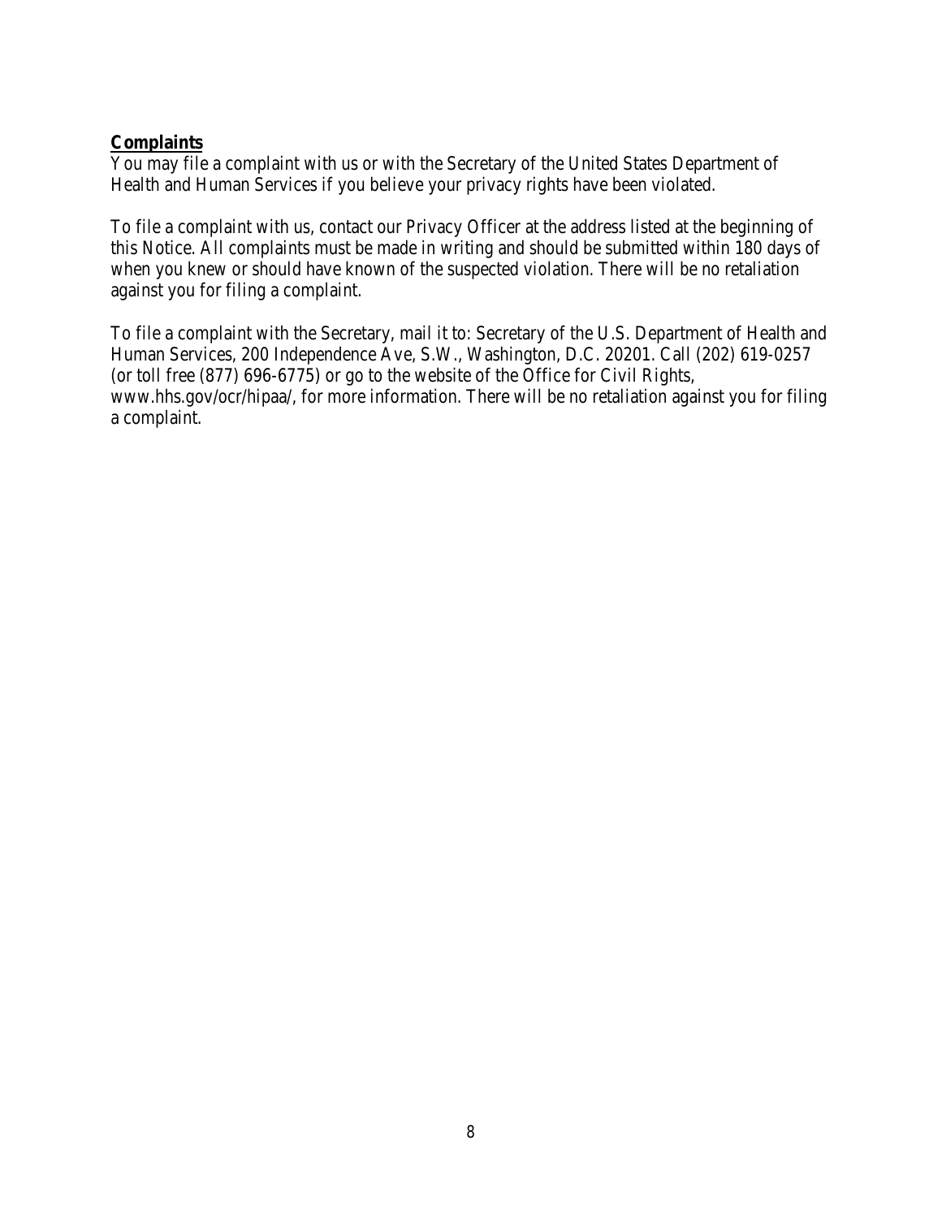**Complaints**

You may file a complaint with us or with the Secretary of the United States Department of Health and Human Services if you believe your privacy rights have been violated.

To file a complaint with us, contact our Privacy Officer at the address listed at the beginning of this Notice. All complaints must be made in writing and should be submitted within 180 days of when you knew or should have known of the suspected violation. There will be no retaliation against you for filing a complaint.

To file a complaint with the Secretary, mail it to: Secretary of the U.S. Department of Health and Human Services, 200 Independence Ave, S.W., Washington, D.C. 20201. Call (202) 619-0257 (or toll free (877) 696-6775) or go to the website of the Office for Civil Rights, www.hhs.gov/ocr/hipaa/, for more information. There will be no retaliation against you for filing a complaint.